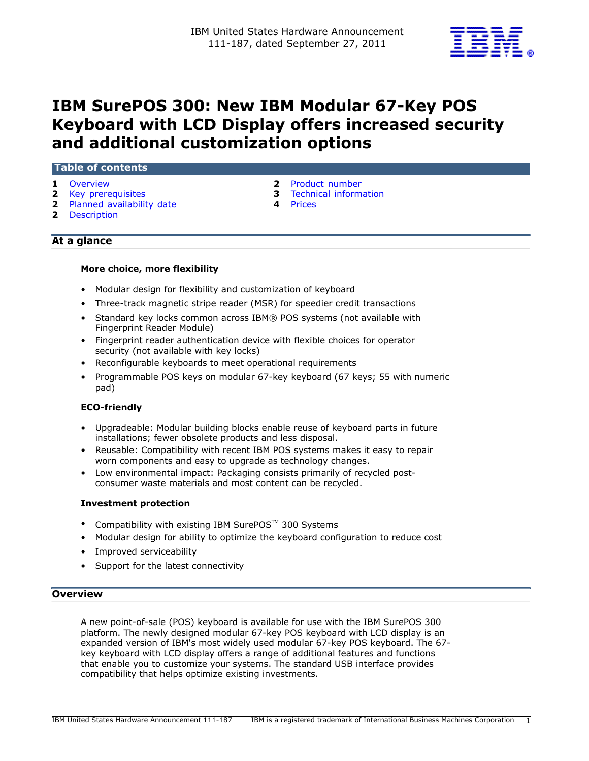IBM United States Hardware Announcement
111-187, dated September 27, 2011

# IBM SurePOS 300: New IBM Modular 67-Key POS Keyboard with LCD Display offers increased security and additional customization options

## Table of contents

| | | | |
|---|---|---|---|
| 1 | Overview | 2 | Product number |
| 2 | Key prerequisites | 3 | Technical information |
| 2 | Planned availability date | 4 | Prices |
| 2 | Description | | |

## At a glance

**More choice, more flexibility**

- Modular design for flexibility and customization of keyboard
- Three-track magnetic stripe reader (MSR) for speedier credit transactions
- Standard key locks common across IBM® POS systems (not available with Fingerprint Reader Module)
- Fingerprint reader authentication device with flexible choices for operator security (not available with key locks)
- Reconfigurable keyboards to meet operational requirements
- Programmable POS keys on modular 67-key keyboard (67 keys; 55 with numeric pad)

**ECO-friendly**

- Upgradeable: Modular building blocks enable reuse of keyboard parts in future installations; fewer obsolete products and less disposal.
- Reusable: Compatibility with recent IBM POS systems makes it easy to repair worn components and easy to upgrade as technology changes.
- Low environmental impact: Packaging consists primarily of recycled post-consumer waste materials and most content can be recycled.

**Investment protection**

- Compatibility with existing IBM SurePOS™ 300 Systems
- Modular design for ability to optimize the keyboard configuration to reduce cost
- Improved serviceability
- Support for the latest connectivity

## Overview

A new point-of-sale (POS) keyboard is available for use with the IBM SurePOS 300 platform. The newly designed modular 67-key POS keyboard with LCD display is an expanded version of IBM's most widely used modular 67-key POS keyboard. The 67-key keyboard with LCD display offers a range of additional features and functions that enable you to customize your systems. The standard USB interface provides compatibility that helps optimize existing investments.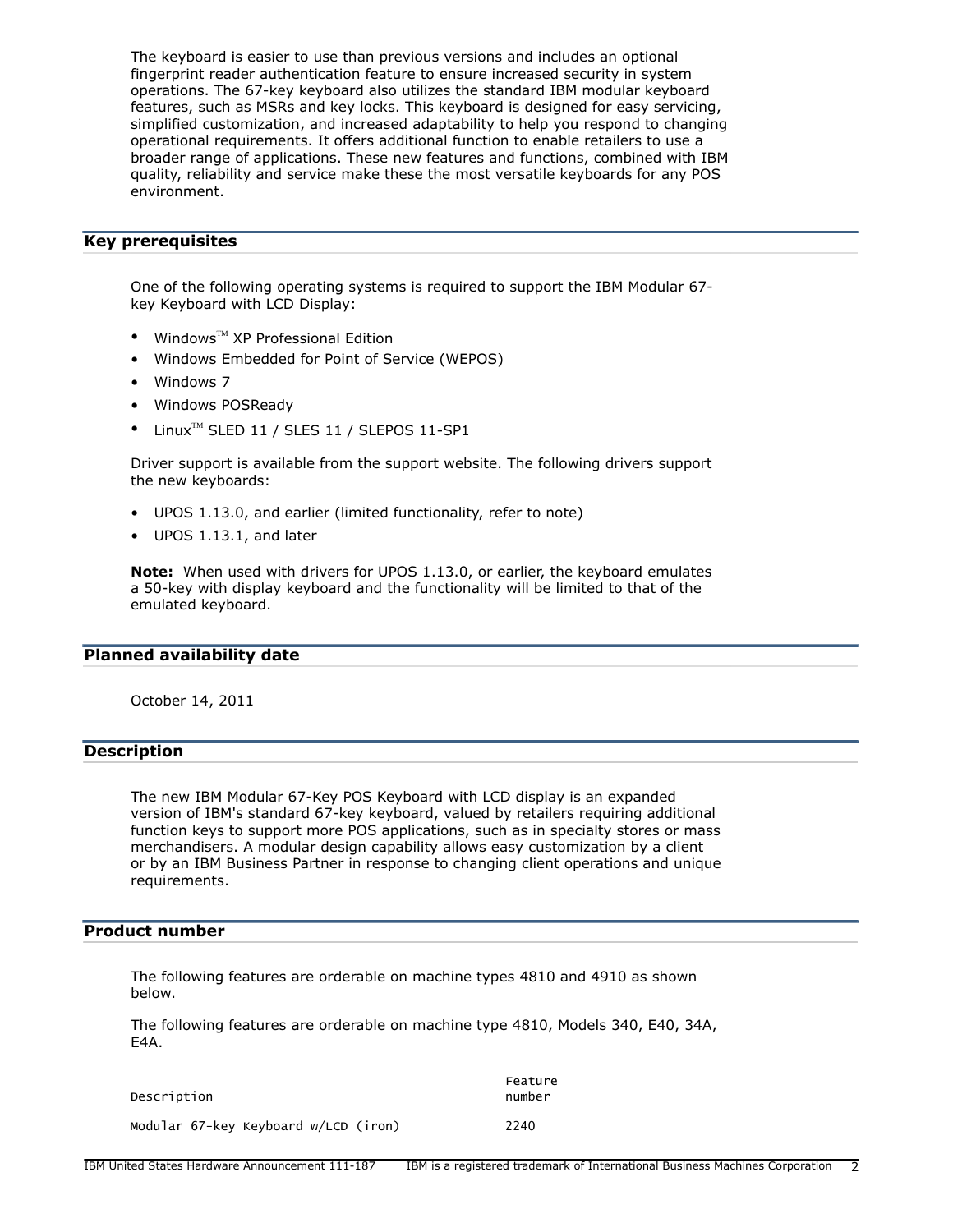The keyboard is easier to use than previous versions and includes an optional fingerprint reader authentication feature to ensure increased security in system operations. The 67-key keyboard also utilizes the standard IBM modular keyboard features, such as MSRs and key locks. This keyboard is designed for easy servicing, simplified customization, and increased adaptability to help you respond to changing operational requirements. It offers additional function to enable retailers to use a broader range of applications. These new features and functions, combined with IBM quality, reliability and service make these the most versatile keyboards for any POS environment.

## Key prerequisites

One of the following operating systems is required to support the IBM Modular 67-key Keyboard with LCD Display:

- Windows™ XP Professional Edition
- Windows Embedded for Point of Service (WEPOS)
- Windows 7
- Windows POSReady
- Linux™ SLED 11 / SLES 11 / SLEPOS 11-SP1

Driver support is available from the support website. The following drivers support the new keyboards:

- UPOS 1.13.0, and earlier (limited functionality, refer to note)
- UPOS 1.13.1, and later

**Note:** When used with drivers for UPOS 1.13.0, or earlier, the keyboard emulates a 50-key with display keyboard and the functionality will be limited to that of the emulated keyboard.

## Planned availability date

October 14, 2011

## Description

The new IBM Modular 67-Key POS Keyboard with LCD display is an expanded version of IBM's standard 67-key keyboard, valued by retailers requiring additional function keys to support more POS applications, such as in specialty stores or mass merchandisers. A modular design capability allows easy customization by a client or by an IBM Business Partner in response to changing client operations and unique requirements.

## Product number

The following features are orderable on machine types 4810 and 4910 as shown below.

The following features are orderable on machine type 4810, Models 340, E40, 34A, E4A.

| Description | Feature number |
|---|---|
| Modular 67-key Keyboard w/LCD (iron) | 2240 |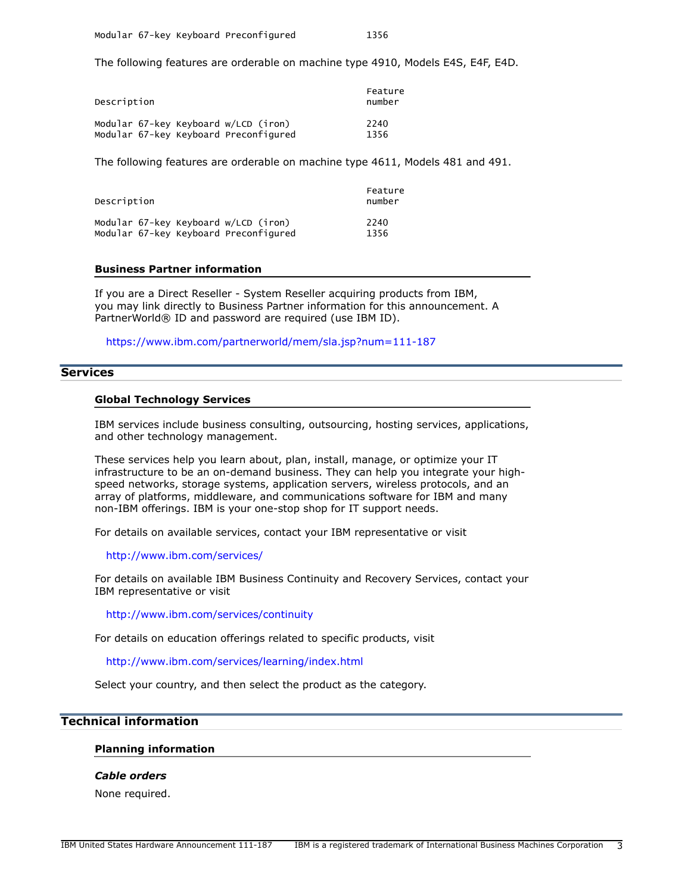| | |
|---|---|
| Modular 67-key Keyboard Preconfigured | 1356 |

The following features are orderable on machine type 4910, Models E4S, E4F, E4D.

| Description | Feature number |
|---|---|
| Modular 67-key Keyboard w/LCD (iron) | 2240 |
| Modular 67-key Keyboard Preconfigured | 1356 |

The following features are orderable on machine type 4611, Models 481 and 491.

| Description | Feature number |
|---|---|
| Modular 67-key Keyboard w/LCD (iron) | 2240 |
| Modular 67-key Keyboard Preconfigured | 1356 |

### Business Partner information

If you are a Direct Reseller - System Reseller acquiring products from IBM, you may link directly to Business Partner information for this announcement. A PartnerWorld® ID and password are required (use IBM ID).

https://www.ibm.com/partnerworld/mem/sla.jsp?num=111-187

## Services

### Global Technology Services

IBM services include business consulting, outsourcing, hosting services, applications, and other technology management.

These services help you learn about, plan, install, manage, or optimize your IT infrastructure to be an on-demand business. They can help you integrate your high-speed networks, storage systems, application servers, wireless protocols, and an array of platforms, middleware, and communications software for IBM and many non-IBM offerings. IBM is your one-stop shop for IT support needs.

For details on available services, contact your IBM representative or visit

http://www.ibm.com/services/

For details on available IBM Business Continuity and Recovery Services, contact your IBM representative or visit

http://www.ibm.com/services/continuity

For details on education offerings related to specific products, visit

http://www.ibm.com/services/learning/index.html

Select your country, and then select the product as the category.

## Technical information

### Planning information

***Cable orders***

None required.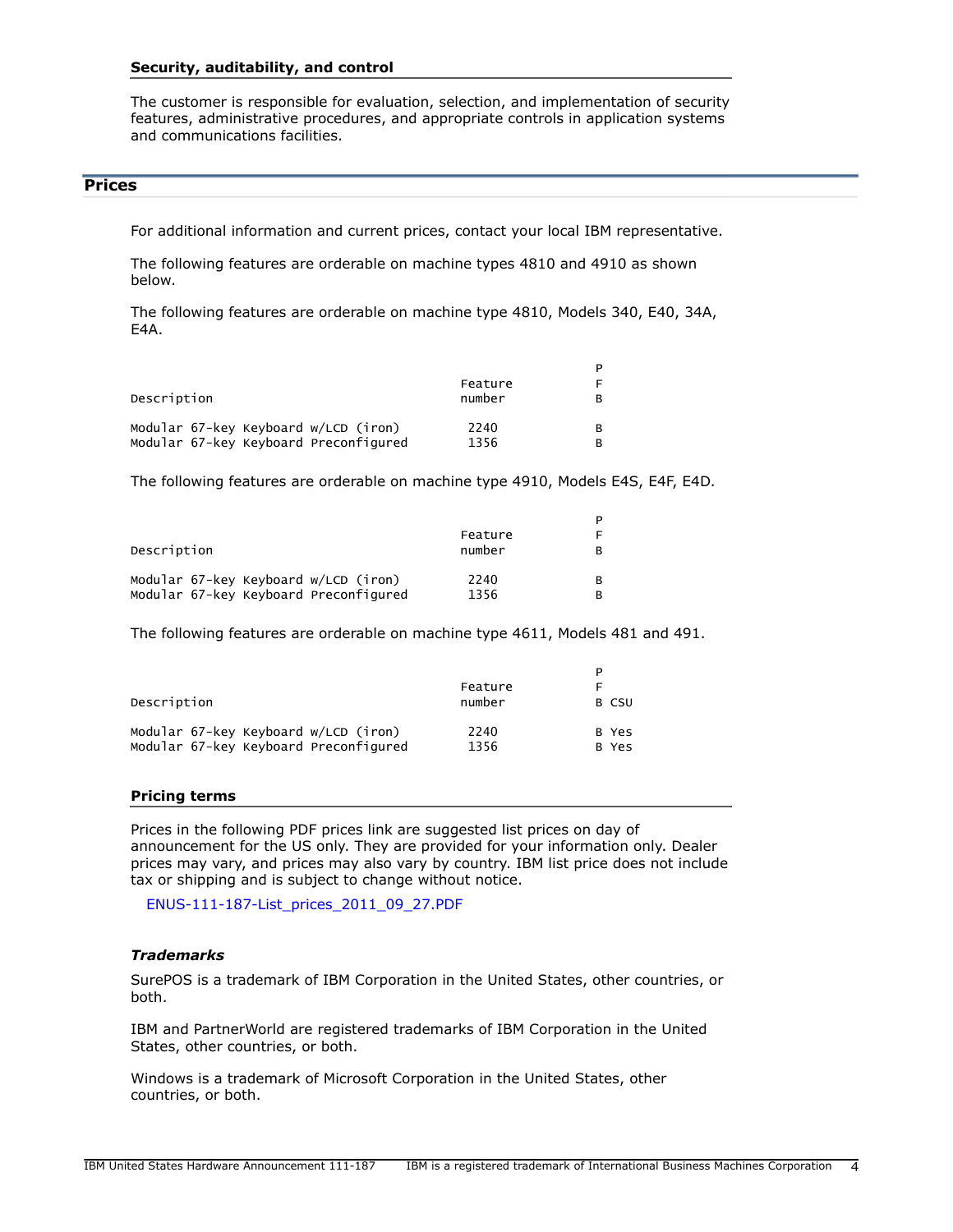### Security, auditability, and control

The customer is responsible for evaluation, selection, and implementation of security features, administrative procedures, and appropriate controls in application systems and communications facilities.

## Prices

For additional information and current prices, contact your local IBM representative.

The following features are orderable on machine types 4810 and 4910 as shown below.

The following features are orderable on machine type 4810, Models 340, E40, 34A, E4A.

| Description | Feature number | PFB |
|---|---|---|
| Modular 67-key Keyboard w/LCD (iron) | 2240 | B |
| Modular 67-key Keyboard Preconfigured | 1356 | B |

The following features are orderable on machine type 4910, Models E4S, E4F, E4D.

| Description | Feature number | PFB |
|---|---|---|
| Modular 67-key Keyboard w/LCD (iron) | 2240 | B |
| Modular 67-key Keyboard Preconfigured | 1356 | B |

The following features are orderable on machine type 4611, Models 481 and 491.

| Description | Feature number | PFB | CSU |
|---|---|---|---|
| Modular 67-key Keyboard w/LCD (iron) | 2240 | B | Yes |
| Modular 67-key Keyboard Preconfigured | 1356 | B | Yes |

### Pricing terms

Prices in the following PDF prices link are suggested list prices on day of announcement for the US only. They are provided for your information only. Dealer prices may vary, and prices may also vary by country. IBM list price does not include tax or shipping and is subject to change without notice.

ENUS-111-187-List_prices_2011_09_27.PDF

### *Trademarks*

SurePOS is a trademark of IBM Corporation in the United States, other countries, or both.

IBM and PartnerWorld are registered trademarks of IBM Corporation in the United States, other countries, or both.

Windows is a trademark of Microsoft Corporation in the United States, other countries, or both.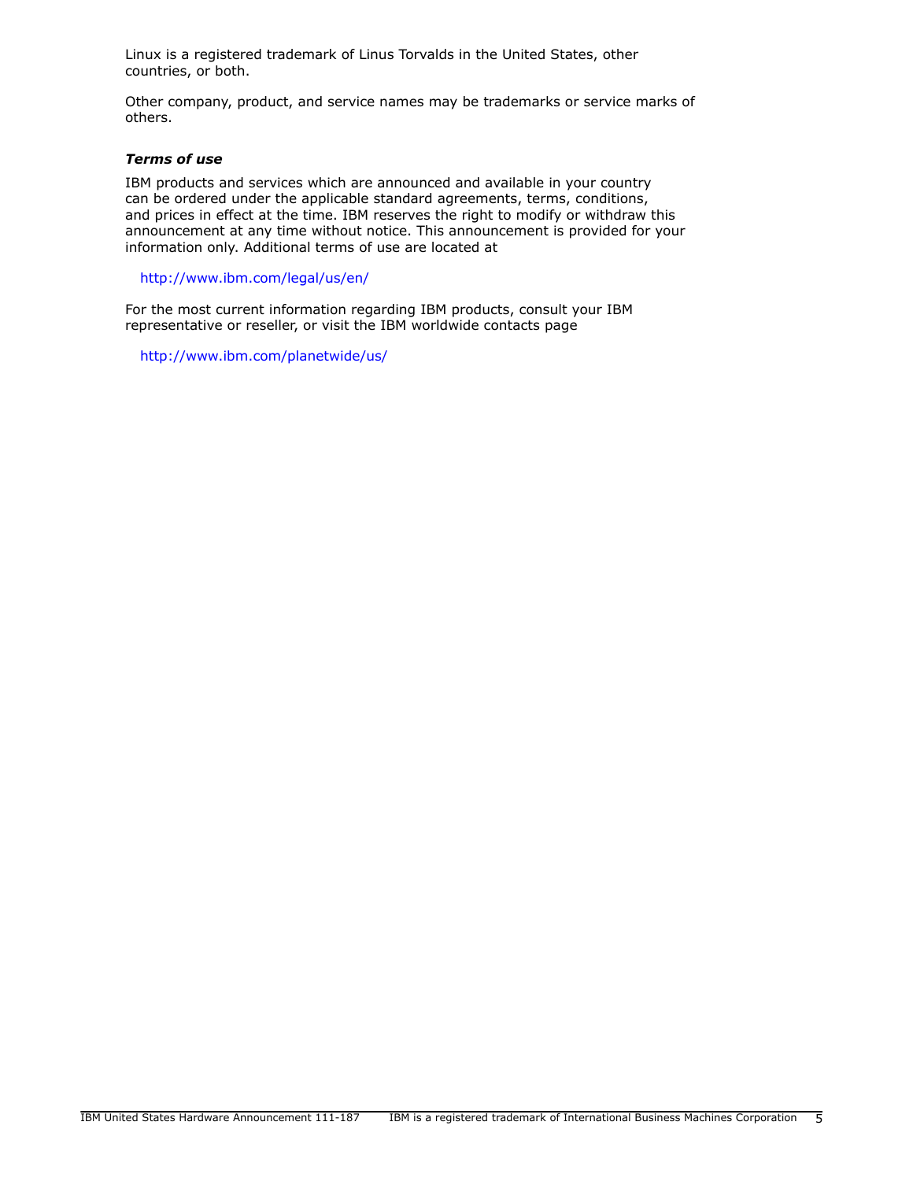Linux is a registered trademark of Linus Torvalds in the United States, other countries, or both.

Other company, product, and service names may be trademarks or service marks of others.

### *Terms of use*

IBM products and services which are announced and available in your country can be ordered under the applicable standard agreements, terms, conditions, and prices in effect at the time. IBM reserves the right to modify or withdraw this announcement at any time without notice. This announcement is provided for your information only. Additional terms of use are located at

http://www.ibm.com/legal/us/en/

For the most current information regarding IBM products, consult your IBM representative or reseller, or visit the IBM worldwide contacts page

http://www.ibm.com/planetwide/us/